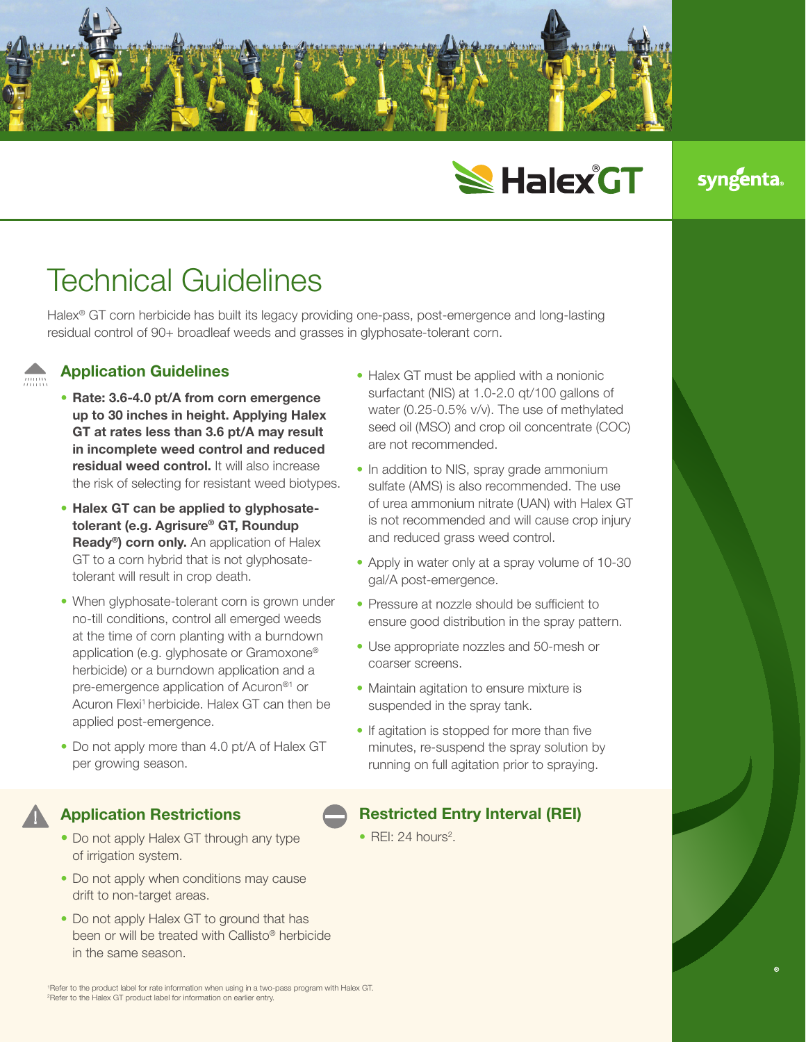Halex® GT

syngenta

# Technical Guidelines

Halex® GT corn herbicide has built its legacy providing one-pass, post-emergence and long-lasting residual control of 90+ broadleaf weeds and grasses in glyphosate-tolerant corn.

## Application Guidelines

- **Rate: 3.6-4.0 pt/A from corn emergence up to 30 inches in height. Applying Halex GT at rates less than 3.6 pt/A may result in incomplete weed control and reduced residual weed control.** It will also increase the risk of selecting for resistant weed biotypes.
- **Halex GT can be applied to glyphosate-tolerant (e.g. Agrisure® GT, Roundup Ready®) corn only.** An application of Halex GT to a corn hybrid that is not glyphosate-tolerant will result in crop death.
- When glyphosate-tolerant corn is grown under no-till conditions, control all emerged weeds at the time of corn planting with a burndown application (e.g. glyphosate or Gramoxone® herbicide) or a burndown application and a pre-emergence application of Acuron®[1] or Acuron Flexi[1] herbicide. Halex GT can then be applied post-emergence.
- Do not apply more than 4.0 pt/A of Halex GT per growing season.
- Halex GT must be applied with a nonionic surfactant (NIS) at 1.0-2.0 qt/100 gallons of water (0.25-0.5% v/v). The use of methylated seed oil (MSO) and crop oil concentrate (COC) are not recommended.
- In addition to NIS, spray grade ammonium sulfate (AMS) is also recommended. The use of urea ammonium nitrate (UAN) with Halex GT is not recommended and will cause crop injury and reduced grass weed control.
- Apply in water only at a spray volume of 10-30 gal/A post-emergence.
- Pressure at nozzle should be sufficient to ensure good distribution in the spray pattern.
- Use appropriate nozzles and 50-mesh or coarser screens.
- Maintain agitation to ensure mixture is suspended in the spray tank.
- If agitation is stopped for more than five minutes, re-suspend the spray solution by running on full agitation prior to spraying.

## Application Restrictions

- Do not apply Halex GT through any type of irrigation system.
- Do not apply when conditions may cause drift to non-target areas.
- Do not apply Halex GT to ground that has been or will be treated with Callisto® herbicide in the same season.

## Restricted Entry Interval (REI)

- REI: 24 hours[2].

[1]Refer to the product label for rate information when using in a two-pass program with Halex GT.
[2]Refer to the Halex GT product label for information on earlier entry.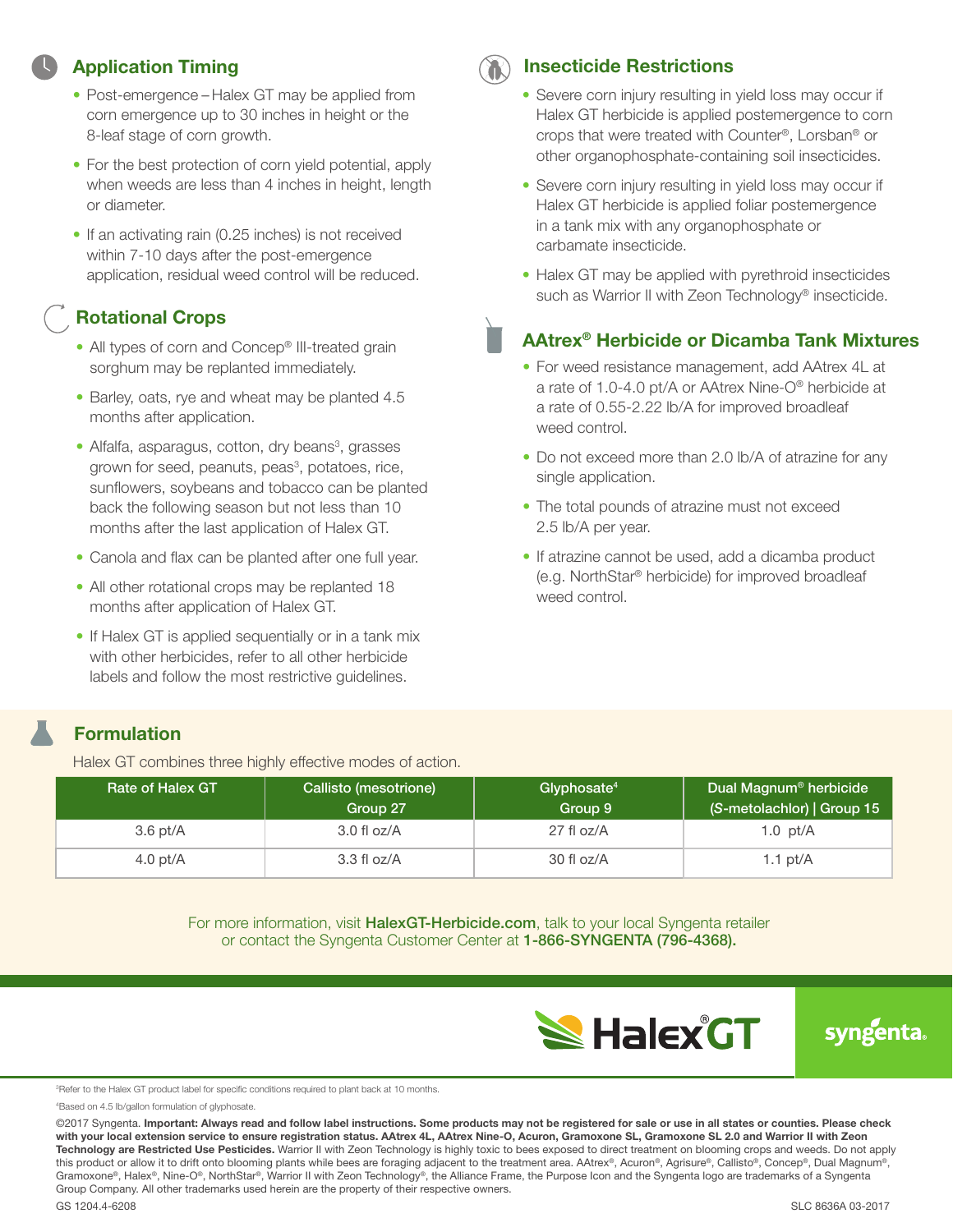## Application Timing

- Post-emergence – Halex GT may be applied from corn emergence up to 30 inches in height or the 8-leaf stage of corn growth.
- For the best protection of corn yield potential, apply when weeds are less than 4 inches in height, length or diameter.
- If an activating rain (0.25 inches) is not received within 7-10 days after the post-emergence application, residual weed control will be reduced.

## Rotational Crops

- All types of corn and Concep® III-treated grain sorghum may be replanted immediately.
- Barley, oats, rye and wheat may be planted 4.5 months after application.
- Alfalfa, asparagus, cotton, dry beans[3], grasses grown for seed, peanuts, peas[3], potatoes, rice, sunflowers, soybeans and tobacco can be planted back the following season but not less than 10 months after the last application of Halex GT.
- Canola and flax can be planted after one full year.
- All other rotational crops may be replanted 18 months after application of Halex GT.
- If Halex GT is applied sequentially or in a tank mix with other herbicides, refer to all other herbicide labels and follow the most restrictive guidelines.

## Insecticide Restrictions

- Severe corn injury resulting in yield loss may occur if Halex GT herbicide is applied postemergence to corn crops that were treated with Counter®, Lorsban® or other organophosphate-containing soil insecticides.
- Severe corn injury resulting in yield loss may occur if Halex GT herbicide is applied foliar postemergence in a tank mix with any organophosphate or carbamate insecticide.
- Halex GT may be applied with pyrethroid insecticides such as Warrior II with Zeon Technology® insecticide.

## AAtrex® Herbicide or Dicamba Tank Mixtures

- For weed resistance management, add AAtrex 4L at a rate of 1.0-4.0 pt/A or AAtrex Nine-O® herbicide at a rate of 0.55-2.22 lb/A for improved broadleaf weed control.
- Do not exceed more than 2.0 lb/A of atrazine for any single application.
- The total pounds of atrazine must not exceed 2.5 lb/A per year.
- If atrazine cannot be used, add a dicamba product (e.g. NorthStar® herbicide) for improved broadleaf weed control.

## Formulation

Halex GT combines three highly effective modes of action.

| Rate of Halex GT | Callisto (mesotrione) Group 27 | Glyphosate[4] Group 9 | Dual Magnum® herbicide (*S*-metolachlor) \| Group 15 |
|---|---|---|---|
| 3.6 pt/A | 3.0 fl oz/A | 27 fl oz/A | 1.0 pt/A |
| 4.0 pt/A | 3.3 fl oz/A | 30 fl oz/A | 1.1 pt/A |

For more information, visit **HalexGT-Herbicide.com**, talk to your local Syngenta retailer or contact the Syngenta Customer Center at **1-866-SYNGENTA (796-4368).**

Halex® GT

syngenta.

[3]Refer to the Halex GT product label for specific conditions required to plant back at 10 months.

[4]Based on 4.5 lb/gallon formulation of glyphosate.

©2017 Syngenta. **Important: Always read and follow label instructions. Some products may not be registered for sale or use in all states or counties. Please check with your local extension service to ensure registration status. AAtrex 4L, AAtrex Nine-O, Acuron, Gramoxone SL, Gramoxone SL 2.0 and Warrior II with Zeon Technology are Restricted Use Pesticides.** Warrior II with Zeon Technology is highly toxic to bees exposed to direct treatment on blooming crops and weeds. Do not apply this product or allow it to drift onto blooming plants while bees are foraging adjacent to the treatment area. AAtrex®, Acuron®, Agrisure®, Callisto®, Concep®, Dual Magnum®, Gramoxone®, Halex®, Nine-O®, NorthStar®, Warrior II with Zeon Technology®, the Alliance Frame, the Purpose Icon and the Syngenta logo are trademarks of a Syngenta Group Company. All other trademarks used herein are the property of their respective owners.

GS 1204.4-6208

SLC 8636A 03-2017